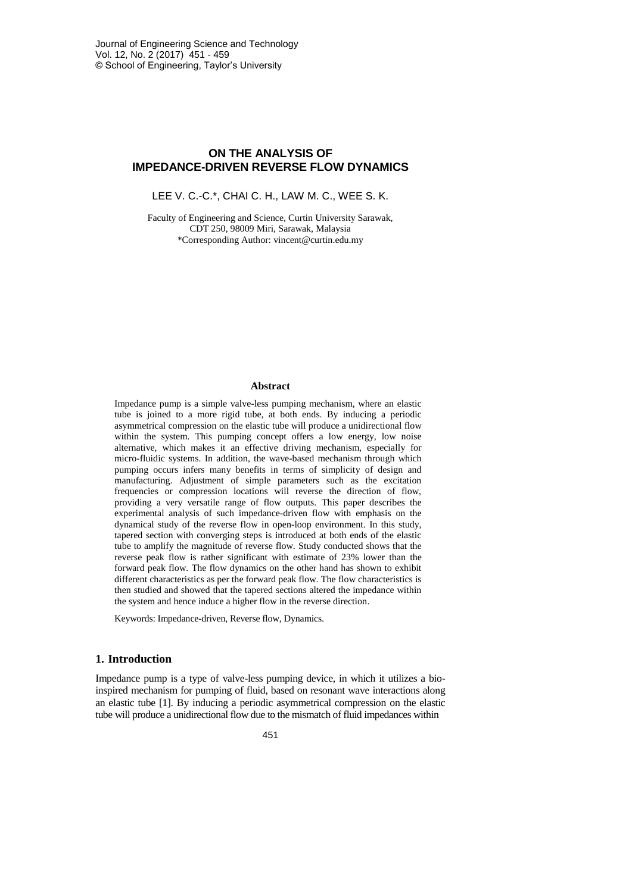# ON THE ANALYSIS OF IMPEDANCE-DRIVEN REVERSE FLOW DYNAMICS

LEE V. C.-C.*, CHAI C. H., LAW M. C., WEE S. K.

Faculty of Engineering and Science, Curtin University Sarawak, CDT 250, 98009 Miri, Sarawak, Malaysia
*Corresponding Author: vincent@curtin.edu.my

## Abstract

Impedance pump is a simple valve-less pumping mechanism, where an elastic tube is joined to a more rigid tube, at both ends. By inducing a periodic asymmetrical compression on the elastic tube will produce a unidirectional flow within the system. This pumping concept offers a low energy, low noise alternative, which makes it an effective driving mechanism, especially for micro-fluidic systems. In addition, the wave-based mechanism through which pumping occurs infers many benefits in terms of simplicity of design and manufacturing. Adjustment of simple parameters such as the excitation frequencies or compression locations will reverse the direction of flow, providing a very versatile range of flow outputs. This paper describes the experimental analysis of such impedance-driven flow with emphasis on the dynamical study of the reverse flow in open-loop environment. In this study, tapered section with converging steps is introduced at both ends of the elastic tube to amplify the magnitude of reverse flow. Study conducted shows that the reverse peak flow is rather significant with estimate of 23% lower than the forward peak flow. The flow dynamics on the other hand has shown to exhibit different characteristics as per the forward peak flow. The flow characteristics is then studied and showed that the tapered sections altered the impedance within the system and hence induce a higher flow in the reverse direction.

Keywords: Impedance-driven, Reverse flow, Dynamics.

## 1. Introduction

Impedance pump is a type of valve-less pumping device, in which it utilizes a bio-inspired mechanism for pumping of fluid, based on resonant wave interactions along an elastic tube [1]. By inducing a periodic asymmetrical compression on the elastic tube will produce a unidirectional flow due to the mismatch of fluid impedances within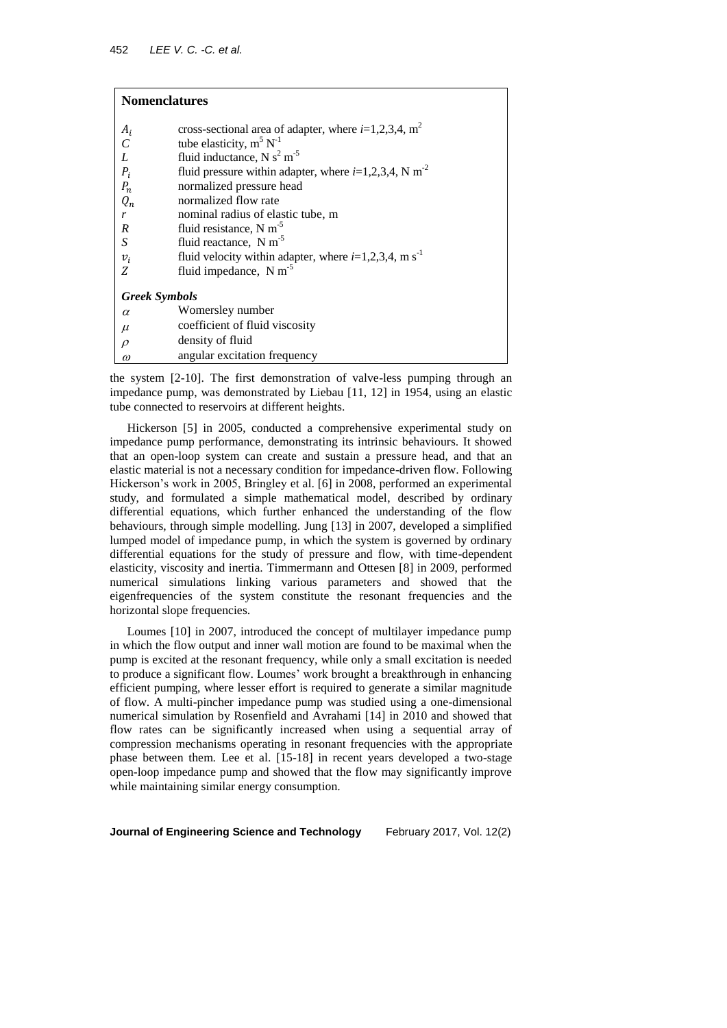## Nomenclatures

| | |
|---|---|
| $A_i$ | cross-sectional area of adapter, where $i$=1,2,3,4, m$^2$ |
| $C$ | tube elasticity, m$^5$ N$^{-1}$ |
| $L$ | fluid inductance, N s$^2$ m$^{-5}$ |
| $P_i$ | fluid pressure within adapter, where $i$=1,2,3,4, N m$^{-2}$ |
| $P_n$ | normalized pressure head |
| $Q_n$ | normalized flow rate |
| $r$ | nominal radius of elastic tube, m |
| $R$ | fluid resistance, N m$^{-5}$ |
| $S$ | fluid reactance, N m$^{-5}$ |
| $v_i$ | fluid velocity within adapter, where $i$=1,2,3,4, m s$^{-1}$ |
| $Z$ | fluid impedance, N m$^{-5}$ |

***Greek Symbols***

| | |
|---|---|
| $\alpha$ | Womersley number |
| $\mu$ | coefficient of fluid viscosity |
| $\rho$ | density of fluid |
| $\omega$ | angular excitation frequency |

the system [2-10]. The first demonstration of valve-less pumping through an impedance pump, was demonstrated by Liebau [11, 12] in 1954, using an elastic tube connected to reservoirs at different heights.

Hickerson [5] in 2005, conducted a comprehensive experimental study on impedance pump performance, demonstrating its intrinsic behaviours. It showed that an open-loop system can create and sustain a pressure head, and that an elastic material is not a necessary condition for impedance-driven flow. Following Hickerson's work in 2005, Bringley et al. [6] in 2008, performed an experimental study, and formulated a simple mathematical model, described by ordinary differential equations, which further enhanced the understanding of the flow behaviours, through simple modelling. Jung [13] in 2007, developed a simplified lumped model of impedance pump, in which the system is governed by ordinary differential equations for the study of pressure and flow, with time-dependent elasticity, viscosity and inertia. Timmermann and Ottesen [8] in 2009, performed numerical simulations linking various parameters and showed that the eigenfrequencies of the system constitute the resonant frequencies and the horizontal slope frequencies.

Loumes [10] in 2007, introduced the concept of multilayer impedance pump in which the flow output and inner wall motion are found to be maximal when the pump is excited at the resonant frequency, while only a small excitation is needed to produce a significant flow. Loumes' work brought a breakthrough in enhancing efficient pumping, where lesser effort is required to generate a similar magnitude of flow. A multi-pincher impedance pump was studied using a one-dimensional numerical simulation by Rosenfield and Avrahami [14] in 2010 and showed that flow rates can be significantly increased when using a sequential array of compression mechanisms operating in resonant frequencies with the appropriate phase between them. Lee et al. [15-18] in recent years developed a two-stage open-loop impedance pump and showed that the flow may significantly improve while maintaining similar energy consumption.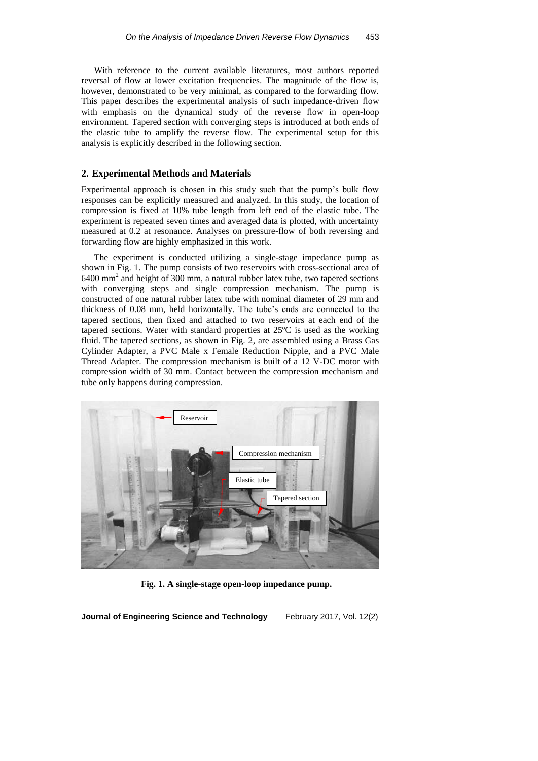With reference to the current available literatures, most authors reported reversal of flow at lower excitation frequencies. The magnitude of the flow is, however, demonstrated to be very minimal, as compared to the forwarding flow. This paper describes the experimental analysis of such impedance-driven flow with emphasis on the dynamical study of the reverse flow in open-loop environment. Tapered section with converging steps is introduced at both ends of the elastic tube to amplify the reverse flow. The experimental setup for this analysis is explicitly described in the following section.

## 2. Experimental Methods and Materials

Experimental approach is chosen in this study such that the pump's bulk flow responses can be explicitly measured and analyzed. In this study, the location of compression is fixed at 10% tube length from left end of the elastic tube. The experiment is repeated seven times and averaged data is plotted, with uncertainty measured at 0.2 at resonance. Analyses on pressure-flow of both reversing and forwarding flow are highly emphasized in this work.

The experiment is conducted utilizing a single-stage impedance pump as shown in Fig. 1. The pump consists of two reservoirs with cross-sectional area of 6400 mm$^2$ and height of 300 mm, a natural rubber latex tube, two tapered sections with converging steps and single compression mechanism. The pump is constructed of one natural rubber latex tube with nominal diameter of 29 mm and thickness of 0.08 mm, held horizontally. The tube's ends are connected to the tapered sections, then fixed and attached to two reservoirs at each end of the tapered sections. Water with standard properties at 25ºC is used as the working fluid. The tapered sections, as shown in Fig. 2, are assembled using a Brass Gas Cylinder Adapter, a PVC Male x Female Reduction Nipple, and a PVC Male Thread Adapter. The compression mechanism is built of a 12 V-DC motor with compression width of 30 mm. Contact between the compression mechanism and tube only happens during compression.

**Fig. 1. A single-stage open-loop impedance pump.**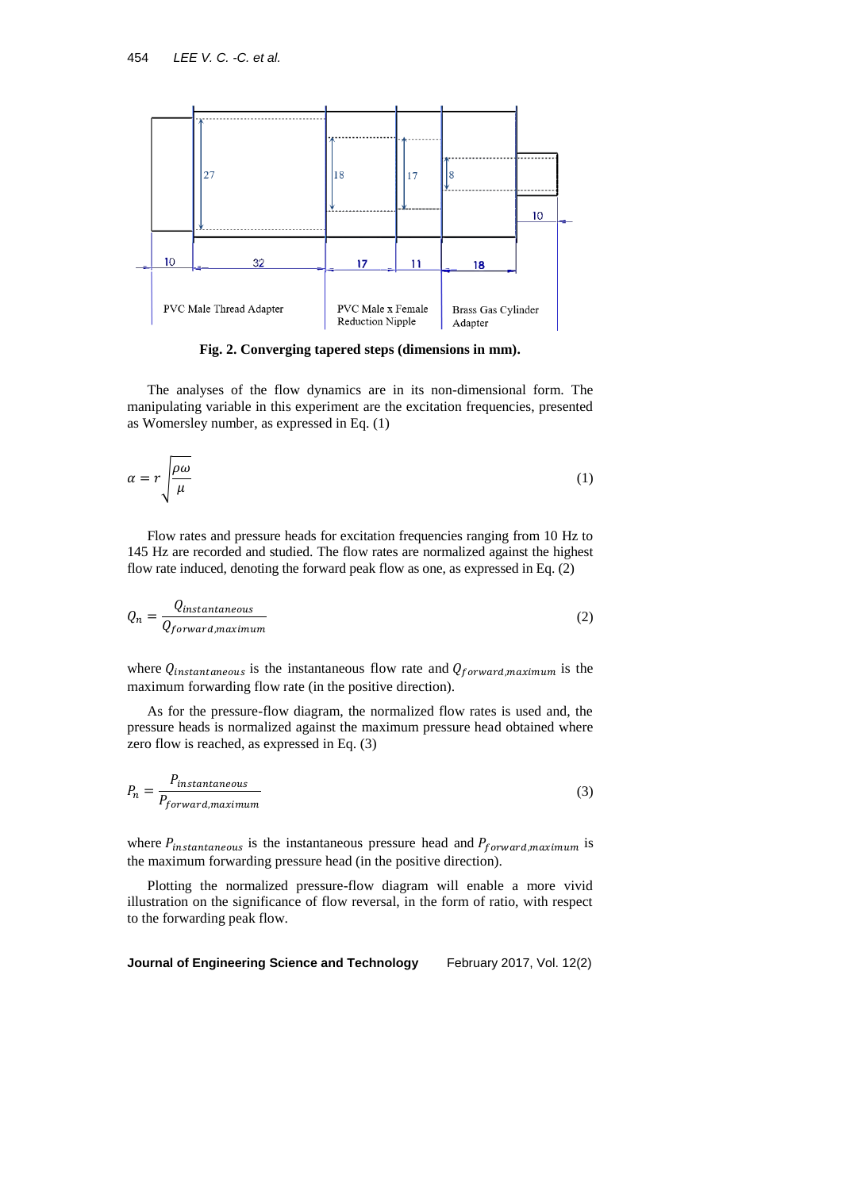Fig. 2. Converging tapered steps (dimensions in mm).

The analyses of the flow dynamics are in its non-dimensional form. The manipulating variable in this experiment are the excitation frequencies, presented as Womersley number, as expressed in Eq. (1)

$$\alpha = r\sqrt{\frac{\rho\omega}{\mu}} \tag{1}$$

Flow rates and pressure heads for excitation frequencies ranging from 10 Hz to 145 Hz are recorded and studied. The flow rates are normalized against the highest flow rate induced, denoting the forward peak flow as one, as expressed in Eq. (2)

$$Q_n = \frac{Q_{instantaneous}}{Q_{forward,maximum}} \tag{2}$$

where $Q_{instantaneous}$ is the instantaneous flow rate and $Q_{forward,maximum}$ is the maximum forwarding flow rate (in the positive direction).

As for the pressure-flow diagram, the normalized flow rates is used and, the pressure heads is normalized against the maximum pressure head obtained where zero flow is reached, as expressed in Eq. (3)

$$P_n = \frac{P_{instantaneous}}{P_{forward,maximum}} \tag{3}$$

where $P_{instantaneous}$ is the instantaneous pressure head and $P_{forward,maximum}$ is the maximum forwarding pressure head (in the positive direction).

Plotting the normalized pressure-flow diagram will enable a more vivid illustration on the significance of flow reversal, in the form of ratio, with respect to the forwarding peak flow.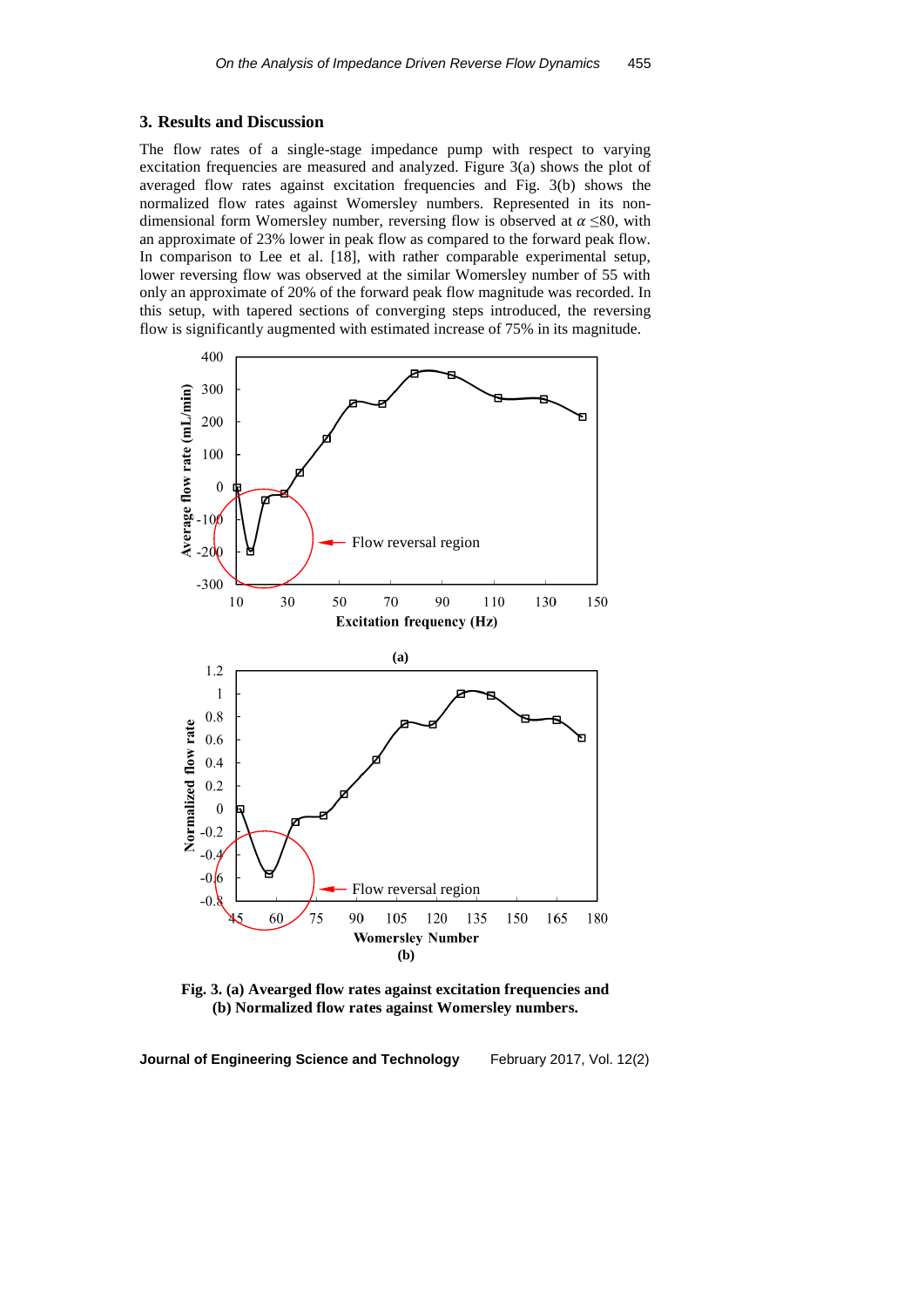## 3. Results and Discussion

The flow rates of a single-stage impedance pump with respect to varying excitation frequencies are measured and analyzed. Figure 3(a) shows the plot of averaged flow rates against excitation frequencies and Fig. 3(b) shows the normalized flow rates against Womersley numbers. Represented in its non-dimensional form Womersley number, reversing flow is observed at $\alpha \leq 80$, with an approximate of 23% lower in peak flow as compared to the forward peak flow. In comparison to Lee et al. [18], with rather comparable experimental setup, lower reversing flow was observed at the similar Womersley number of 55 with only an approximate of 20% of the forward peak flow magnitude was recorded. In this setup, with tapered sections of converging steps introduced, the reversing flow is significantly augmented with estimated increase of 75% in its magnitude.

**Fig. 3. (a) Avearged flow rates against excitation frequencies and (b) Normalized flow rates against Womersley numbers.**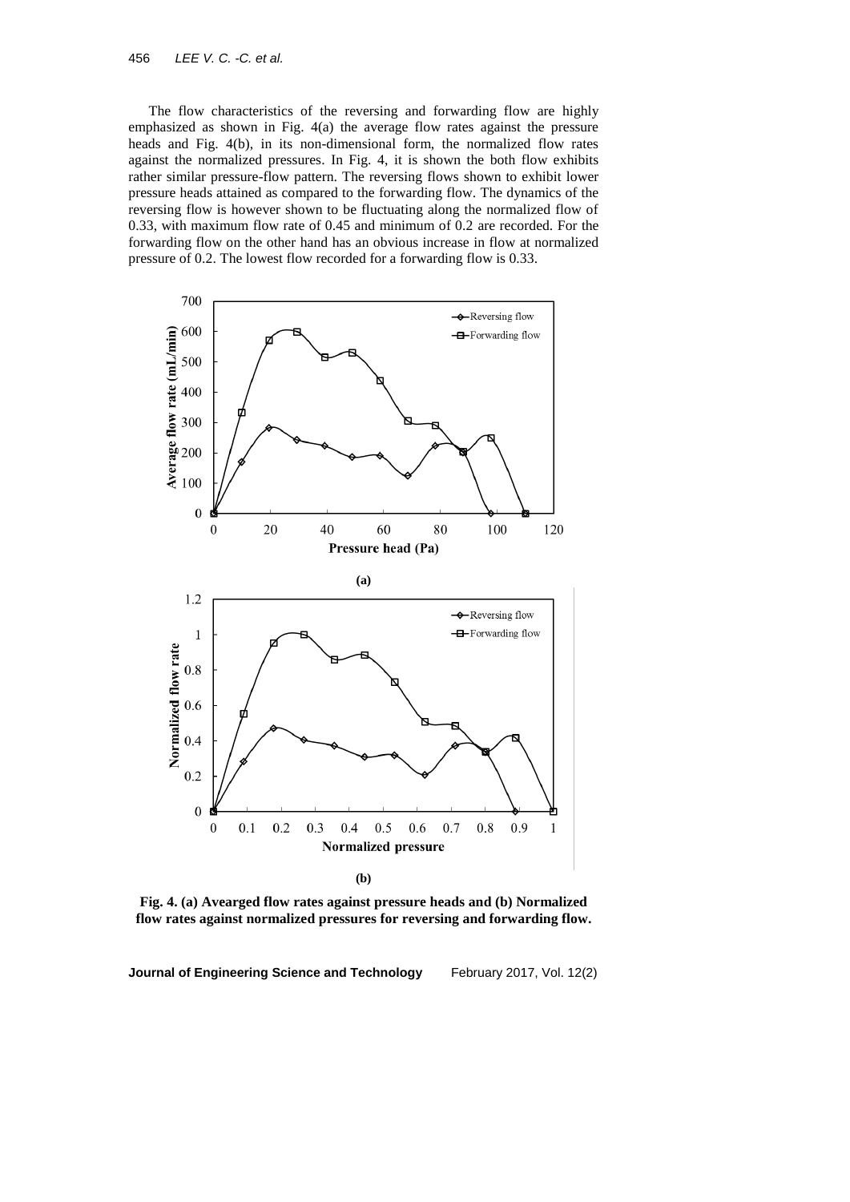The flow characteristics of the reversing and forwarding flow are highly emphasized as shown in Fig. 4(a) the average flow rates against the pressure heads and Fig. 4(b), in its non-dimensional form, the normalized flow rates against the normalized pressures. In Fig. 4, it is shown the both flow exhibits rather similar pressure-flow pattern. The reversing flows shown to exhibit lower pressure heads attained as compared to the forwarding flow. The dynamics of the reversing flow is however shown to be fluctuating along the normalized flow of 0.33, with maximum flow rate of 0.45 and minimum of 0.2 are recorded. For the forwarding flow on the other hand has an obvious increase in flow at normalized pressure of 0.2. The lowest flow recorded for a forwarding flow is 0.33.

**(a)**

**(b)**

**Fig. 4. (a) Avearged flow rates against pressure heads and (b) Normalized flow rates against normalized pressures for reversing and forwarding flow.**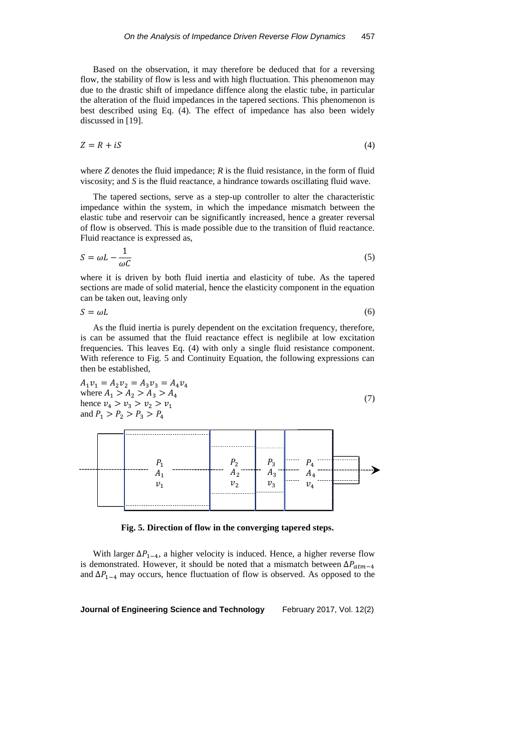Based on the observation, it may therefore be deduced that for a reversing flow, the stability of flow is less and with high fluctuation. This phenomenon may due to the drastic shift of impedance diffence along the elastic tube, in particular the alteration of the fluid impedances in the tapered sections. This phenomenon is best described using Eq. (4). The effect of impedance has also been widely discussed in [19].

$$Z = R + iS \tag{4}$$

where *Z* denotes the fluid impedance; *R* is the fluid resistance, in the form of fluid viscosity; and *S* is the fluid reactance, a hindrance towards oscillating fluid wave.

The tapered sections, serve as a step-up controller to alter the characteristic impedance within the system, in which the impedance mismatch between the elastic tube and reservoir can be significantly increased, hence a greater reversal of flow is observed. This is made possible due to the transition of fluid reactance. Fluid reactance is expressed as,

$$S = \omega L - \frac{1}{\omega C} \tag{5}$$

where it is driven by both fluid inertia and elasticity of tube. As the tapered sections are made of solid material, hence the elasticity component in the equation can be taken out, leaving only

$$S = \omega L \tag{6}$$

As the fluid inertia is purely dependent on the excitation frequency, therefore, is can be assumed that the fluid reactance effect is neglibile at low excitation frequencies. This leaves Eq. (4) with only a single fluid resistance component. With reference to Fig. 5 and Continuity Equation, the following expressions can then be established,

$$\begin{aligned} &A_1 v_1 = A_2 v_2 = A_3 v_3 = A_4 v_4 \\ &\text{where } A_1 > A_2 > A_3 > A_4 \\ &\text{hence } v_4 > v_3 > v_2 > v_1 \\ &\text{and } P_1 > P_2 > P_3 > P_4 \end{aligned} \tag{7}$$

**Fig. 5. Direction of flow in the converging tapered steps.**

With larger $\Delta P_{1-4}$, a higher velocity is induced. Hence, a higher reverse flow is demonstrated. However, it should be noted that a mismatch between $\Delta P_{atm-4}$ and $\Delta P_{1-4}$ may occurs, hence fluctuation of flow is observed. As opposed to the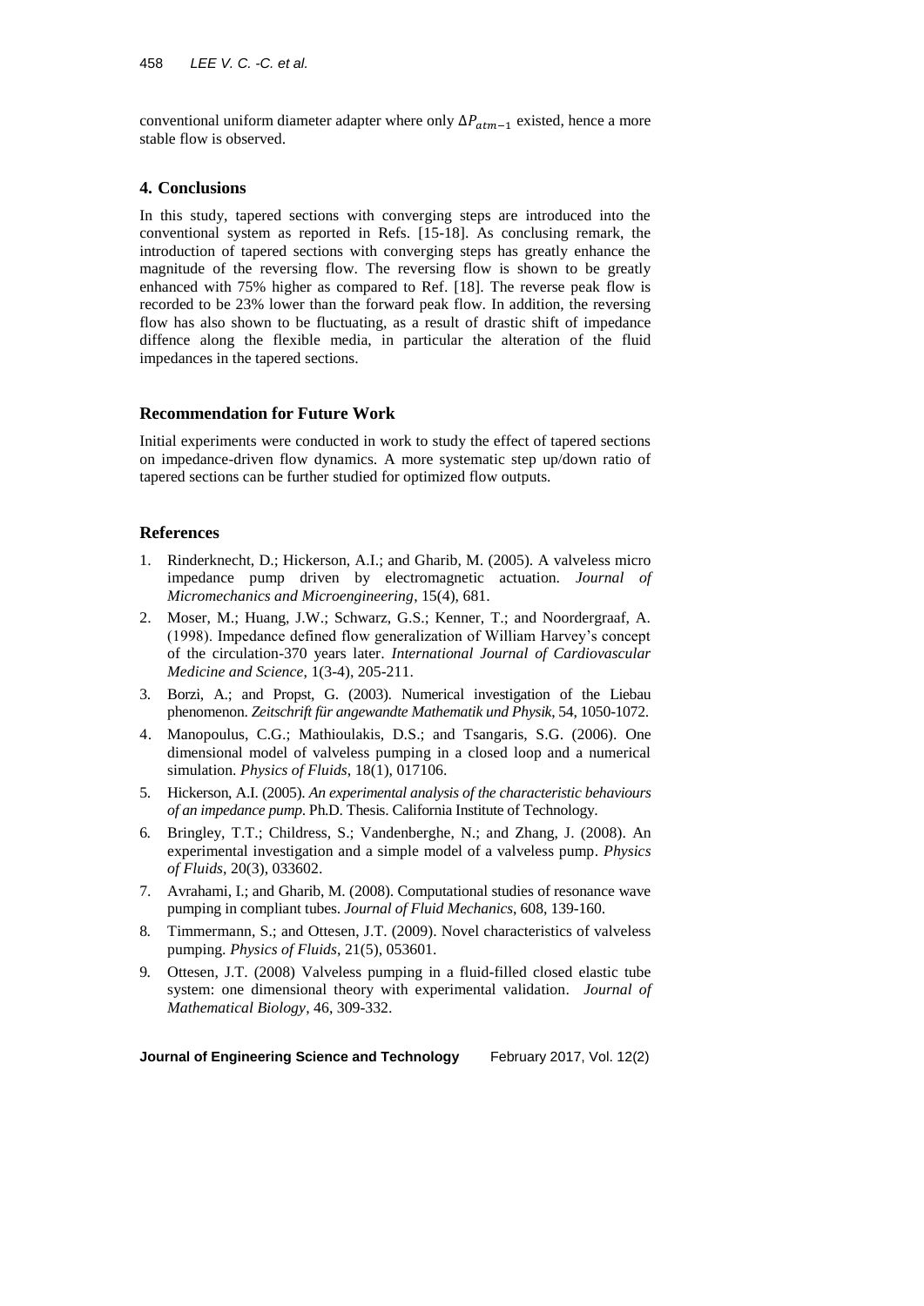conventional uniform diameter adapter where only $\Delta P_{atm-1}$ existed, hence a more stable flow is observed.

## 4. Conclusions

In this study, tapered sections with converging steps are introduced into the conventional system as reported in Refs. [15-18]. As conclusing remark, the introduction of tapered sections with converging steps has greatly enhance the magnitude of the reversing flow. The reversing flow is shown to be greatly enhanced with 75% higher as compared to Ref. [18]. The reverse peak flow is recorded to be 23% lower than the forward peak flow. In addition, the reversing flow has also shown to be fluctuating, as a result of drastic shift of impedance diffence along the flexible media, in particular the alteration of the fluid impedances in the tapered sections.

## Recommendation for Future Work

Initial experiments were conducted in work to study the effect of tapered sections on impedance-driven flow dynamics. A more systematic step up/down ratio of tapered sections can be further studied for optimized flow outputs.

## References

1. Rinderknecht, D.; Hickerson, A.I.; and Gharib, M. (2005). A valveless micro impedance pump driven by electromagnetic actuation. *Journal of Micromechanics and Microengineering*, 15(4), 681.
2. Moser, M.; Huang, J.W.; Schwarz, G.S.; Kenner, T.; and Noordergraaf, A. (1998). Impedance defined flow generalization of William Harvey's concept of the circulation-370 years later. *International Journal of Cardiovascular Medicine and Science*, 1(3-4), 205-211.
3. Borzi, A.; and Propst, G. (2003). Numerical investigation of the Liebau phenomenon. *Zeitschrift für angewandte Mathematik und Physik*, 54, 1050-1072.
4. Manopoulus, C.G.; Mathioulakis, D.S.; and Tsangaris, S.G. (2006). One dimensional model of valveless pumping in a closed loop and a numerical simulation. *Physics of Fluids*, 18(1), 017106.
5. Hickerson, A.I. (2005). *An experimental analysis of the characteristic behaviours of an impedance pump*. Ph.D. Thesis. California Institute of Technology.
6. Bringley, T.T.; Childress, S.; Vandenberghe, N.; and Zhang, J. (2008). An experimental investigation and a simple model of a valveless pump. *Physics of Fluids*, 20(3), 033602.
7. Avrahami, I.; and Gharib, M. (2008). Computational studies of resonance wave pumping in compliant tubes. *Journal of Fluid Mechanics*, 608, 139-160.
8. Timmermann, S.; and Ottesen, J.T. (2009). Novel characteristics of valveless pumping. *Physics of Fluids*, 21(5), 053601.
9. Ottesen, J.T. (2008) Valveless pumping in a fluid-filled closed elastic tube system: one dimensional theory with experimental validation. *Journal of Mathematical Biology*, 46, 309-332.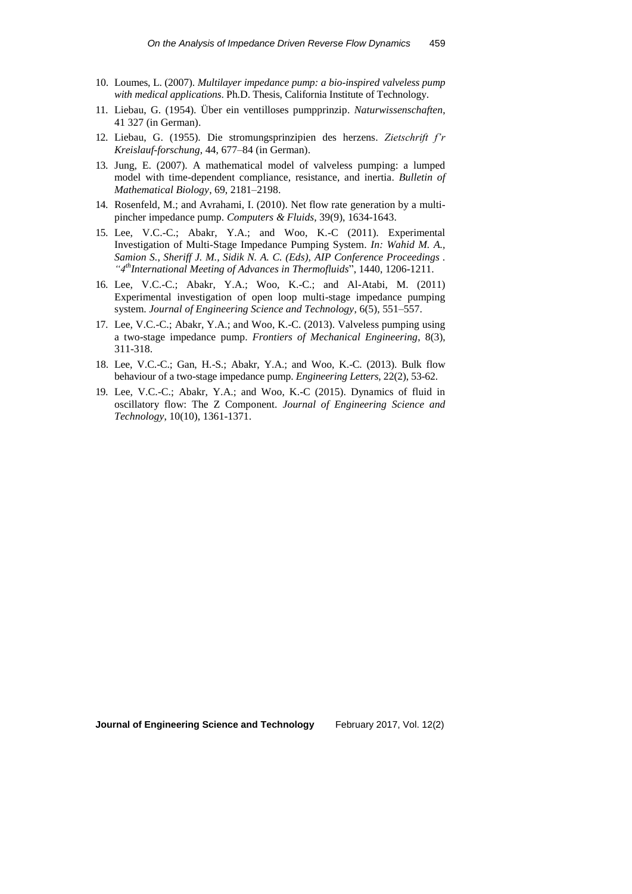10. Loumes, L. (2007). *Multilayer impedance pump: a bio-inspired valveless pump with medical applications*. Ph.D. Thesis, California Institute of Technology.
11. Liebau, G. (1954). Über ein ventilloses pumpprinzip. *Naturwissenschaften*, 41 327 (in German).
12. Liebau, G. (1955). Die stromungsprinzipien des herzens. *Zietschrift f'r Kreislauf-forschung*, 44, 677–84 (in German).
13. Jung, E. (2007). A mathematical model of valveless pumping: a lumped model with time-dependent compliance, resistance, and inertia. *Bulletin of Mathematical Biology*, 69, 2181–2198.
14. Rosenfeld, M.; and Avrahami, I. (2010). Net flow rate generation by a multi-pincher impedance pump. *Computers & Fluids*, 39(9), 1634-1643.
15. Lee, V.C.-C.; Abakr, Y.A.; and Woo, K.-C (2011). Experimental Investigation of Multi-Stage Impedance Pumping System. *In: Wahid M. A., Samion S., Sheriff J. M., Sidik N. A. C. (Eds), AIP Conference Proceedings . "4th International Meeting of Advances in Thermofluids*", 1440, 1206-1211.
16. Lee, V.C.-C.; Abakr, Y.A.; Woo, K.-C.; and Al-Atabi, M. (2011) Experimental investigation of open loop multi-stage impedance pumping system. *Journal of Engineering Science and Technology*, 6(5), 551–557.
17. Lee, V.C.-C.; Abakr, Y.A.; and Woo, K.-C. (2013). Valveless pumping using a two-stage impedance pump. *Frontiers of Mechanical Engineering*, 8(3), 311-318.
18. Lee, V.C.-C.; Gan, H.-S.; Abakr, Y.A.; and Woo, K.-C. (2013). Bulk flow behaviour of a two-stage impedance pump. *Engineering Letters*, 22(2), 53-62.
19. Lee, V.C.-C.; Abakr, Y.A.; and Woo, K.-C (2015). Dynamics of fluid in oscillatory flow: The Z Component. *Journal of Engineering Science and Technology*, 10(10), 1361-1371.